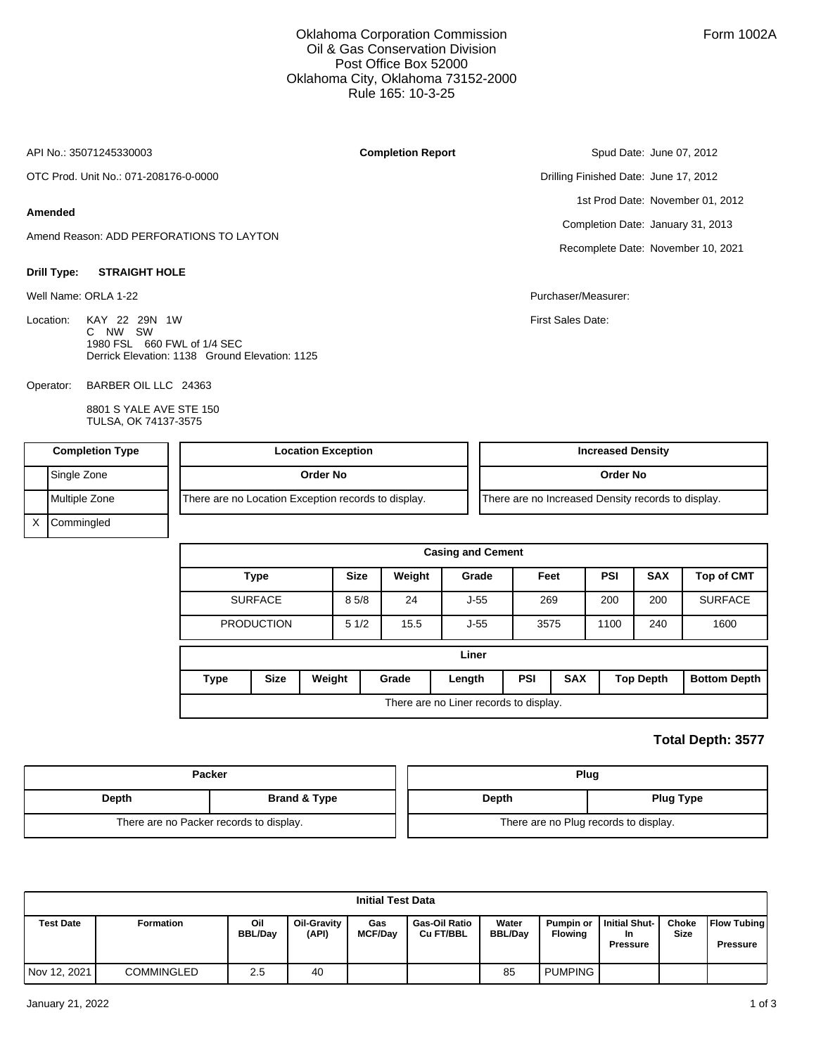Oklahoma Corporation Commission
Oil & Gas Conservation Division
Post Office Box 52000
Oklahoma City, Oklahoma 73152-2000
Rule 165: 10-3-25

Form 1002A

API No.: 35071245330003

**Completion Report**

Spud Date: June 07, 2012

OTC Prod. Unit No.: 071-208176-0-0000

Drilling Finished Date: June 17, 2012

1st Prod Date: November 01, 2012

Completion Date: January 31, 2013

Recomplete Date: November 10, 2021

**Amended**

Amend Reason: ADD PERFORATIONS TO LAYTON

**Drill Type:** **STRAIGHT HOLE**

Well Name: ORLA 1-22

Purchaser/Measurer:

First Sales Date:

Location: KAY 22 29N 1W
C NW SW
1980 FSL 660 FWL of 1/4 SEC
Derrick Elevation: 1138 Ground Elevation: 1125

Operator: BARBER OIL LLC 24363

8801 S YALE AVE STE 150
TULSA, OK 74137-3575

| Completion Type | |
|---|---|
| | Single Zone |
| | Multiple Zone |
| X | Commingled |

| Location Exception |
|---|
| Order No |
| There are no Location Exception records to display. |

| Increased Density |
|---|
| Order No |
| There are no Increased Density records to display. |

**Casing and Cement**

| Type | Size | Weight | Grade | Feet | PSI | SAX | Top of CMT |
|---|---|---|---|---|---|---|---|
| SURFACE | 8 5/8 | 24 | J-55 | 269 | 200 | 200 | SURFACE |
| PRODUCTION | 5 1/2 | 15.5 | J-55 | 3575 | 1100 | 240 | 1600 |

**Liner**

| Type | Size | Weight | Grade | Length | PSI | SAX | Top Depth | Bottom Depth |
|---|---|---|---|---|---|---|---|---|
| There are no Liner records to display. | | | | | | | | |

**Total Depth: 3577**

| Packer | |
|---|---|
| Depth | Brand & Type |
| There are no Packer records to display. | |

| Plug | |
|---|---|
| Depth | Plug Type |
| There are no Plug records to display. | |

**Initial Test Data**

| Test Date | Formation | Oil BBL/Day | Oil-Gravity (API) | Gas MCF/Day | Gas-Oil Ratio Cu FT/BBL | Water BBL/Day | Pumpin or Flowing | Initial Shut-In Pressure | Choke Size | Flow Tubing Pressure |
|---|---|---|---|---|---|---|---|---|---|---|
| Nov 12, 2021 | COMMINGLED | 2.5 | 40 | | | 85 | PUMPING | | | |

January 21, 2022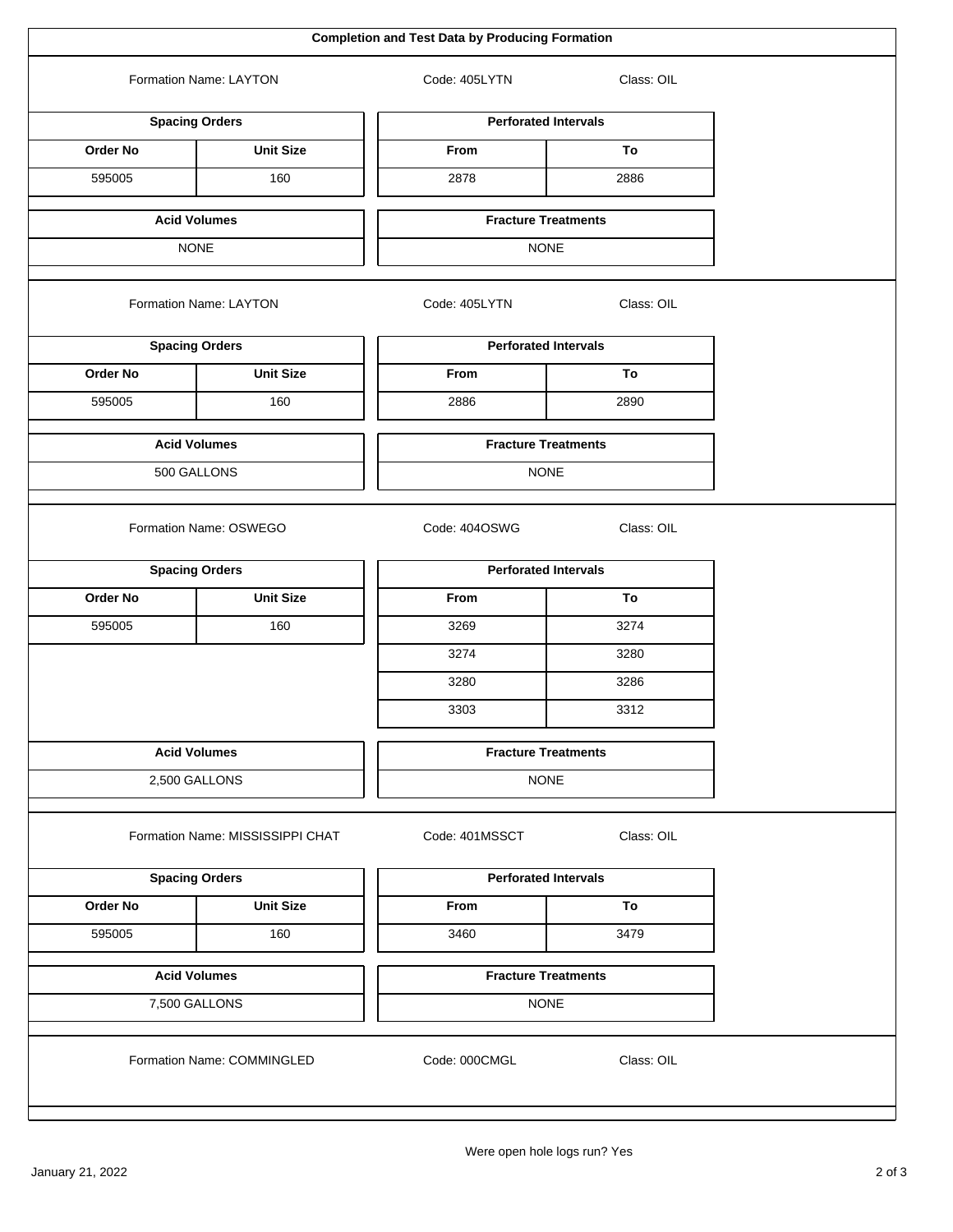## Completion and Test Data by Producing Formation

Formation Name: LAYTON | Code: 405LYTN | Class: OIL

| Spacing Orders | |
|---|---|
| **Order No** | **Unit Size** |
| 595005 | 160 |

| Perforated Intervals | |
|---|---|
| **From** | **To** |
| 2878 | 2886 |

| Acid Volumes |
|---|
| NONE |

| Fracture Treatments |
|---|
| NONE |

Formation Name: LAYTON | Code: 405LYTN | Class: OIL

| Spacing Orders | |
|---|---|
| **Order No** | **Unit Size** |
| 595005 | 160 |

| Perforated Intervals | |
|---|---|
| **From** | **To** |
| 2886 | 2890 |

| Acid Volumes |
|---|
| 500 GALLONS |

| Fracture Treatments |
|---|
| NONE |

Formation Name: OSWEGO | Code: 404OSWG | Class: OIL

| Spacing Orders | |
|---|---|
| **Order No** | **Unit Size** |
| 595005 | 160 |

| Perforated Intervals | |
|---|---|
| **From** | **To** |
| 3269 | 3274 |
| 3274 | 3280 |
| 3280 | 3286 |
| 3303 | 3312 |

| Acid Volumes |
|---|
| 2,500 GALLONS |

| Fracture Treatments |
|---|
| NONE |

Formation Name: MISSISSIPPI CHAT | Code: 401MSSCT | Class: OIL

| Spacing Orders | |
|---|---|
| **Order No** | **Unit Size** |
| 595005 | 160 |

| Perforated Intervals | |
|---|---|
| **From** | **To** |
| 3460 | 3479 |

| Acid Volumes |
|---|
| 7,500 GALLONS |

| Fracture Treatments |
|---|
| NONE |

Formation Name: COMMINGLED | Code: 000CMGL | Class: OIL

Were open hole logs run? Yes

January 21, 2022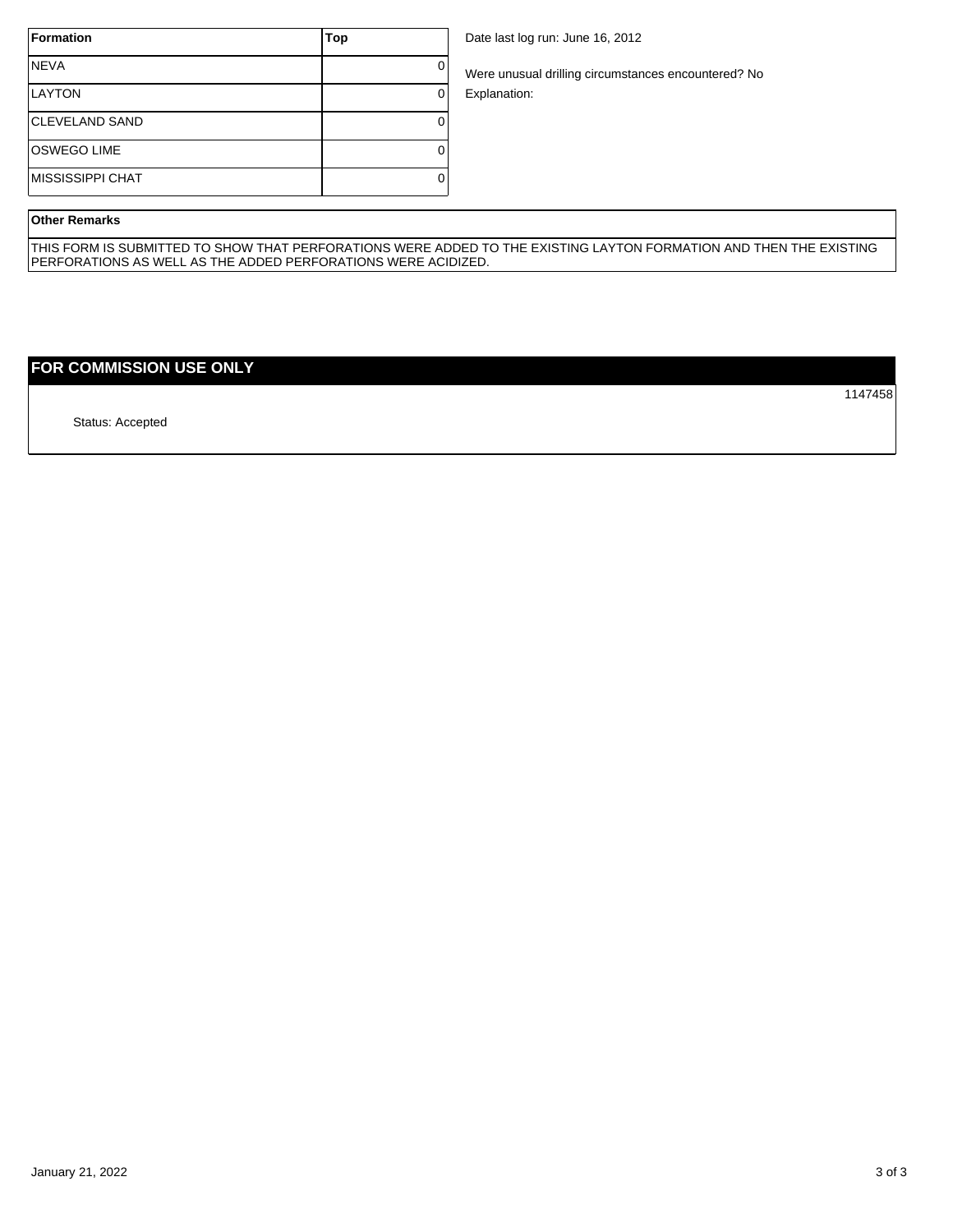| Formation | Top |
|---|---|
| NEVA | 0 |
| LAYTON | 0 |
| CLEVELAND SAND | 0 |
| OSWEGO LIME | 0 |
| MISSISSIPPI CHAT | 0 |

Date last log run: June 16, 2012

Were unusual drilling circumstances encountered? No

Explanation:

**Other Remarks**

THIS FORM IS SUBMITTED TO SHOW THAT PERFORATIONS WERE ADDED TO THE EXISTING LAYTON FORMATION AND THEN THE EXISTING PERFORATIONS AS WELL AS THE ADDED PERFORATIONS WERE ACIDIZED.

## FOR COMMISSION USE ONLY

1147458

Status: Accepted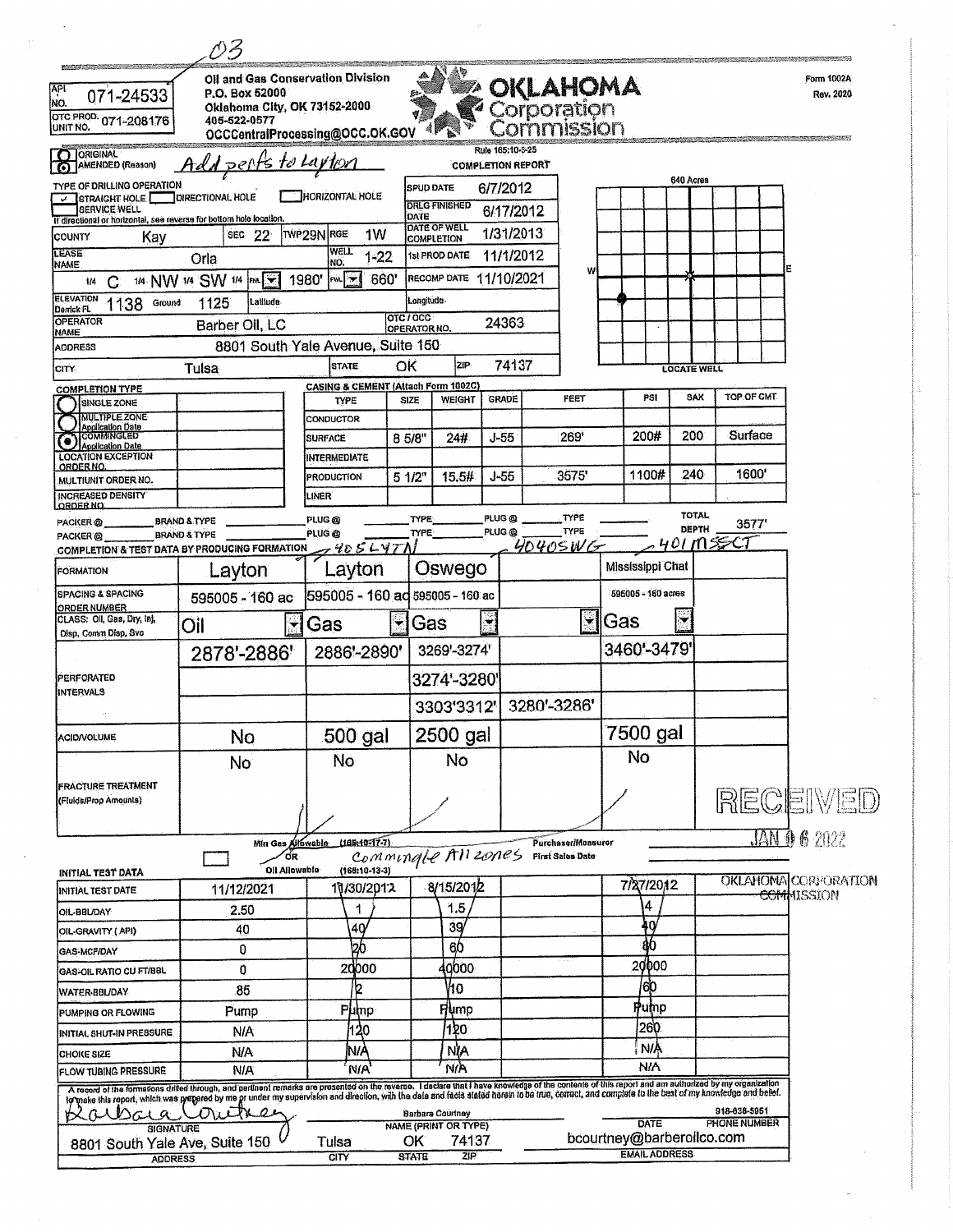03

API NO. 071-24533
OTC PROD. UNIT NO. 071-208176

Oil and Gas Conservation Division
P.O. Box 52000
Oklahoma City, OK 73152-2000
405-522-0577
OCCCentralProcessing@OCC.OK.GOV

# OKLAHOMA Corporation Commission

Form 1002A
Rev. 2020

Rule 165:10-3-25

## COMPLETION REPORT

☐ ORIGINAL
☑ AMENDED (Reason) *Add perfs to Layton*

TYPE OF DRILLING OPERATION
☑ STRAIGHT HOLE ☐ DIRECTIONAL HOLE ☐ HORIZONTAL HOLE
☐ SERVICE WELL
If directional or horizontal, see reverse for bottom hole location.

| | | | |
|---|---|---|---|
| SPUD DATE | 6/7/2012 | DRLG FINISHED DATE | 6/17/2012 |
| DATE OF WELL COMPLETION | 1/31/2013 | 1st PROD DATE | 11/1/2012 |
| RECOMP DATE | 11/10/2021 | Longitude | |
| OTC / OCC OPERATOR NO. | 24363 | | |

COUNTY: Kay SEC 22 TWP 29N RGE 1W

LEASE NAME: Orla WELL NO. 1-22

1/4 C 1/4 NW 1/4 SW 1/4 FSL 1980' FWL 660'

ELEVATION Derrick FL 1138 Ground 1125 Latitude

OPERATOR NAME: Barber Oil, LC

ADDRESS: 8801 South Yale Avenue, Suite 150

CITY: Tulsa STATE: OK ZIP: 74137

640 Acres — LOCATE WELL

### COMPLETION TYPE

| | |
|---|---|
| ◯ SINGLE ZONE | |
| ◯ MULTIPLE ZONE Application Date | |
| ⦿ COMMINGLED Application Date | |
| LOCATION EXCEPTION ORDER NO. | |
| MULTIUNIT ORDER NO. | |
| INCREASED DENSITY ORDER NO. | |

### CASING & CEMENT (Attach Form 1002C)

| TYPE | SIZE | WEIGHT | GRADE | FEET | PSI | SAX | TOP OF CMT |
|---|---|---|---|---|---|---|---|
| CONDUCTOR | | | | | | | |
| SURFACE | 8 5/8" | 24# | J-55 | 269' | 200# | 200 | Surface |
| INTERMEDIATE | | | | | | | |
| PRODUCTION | 5 1/2" | 15.5# | J-55 | 3575' | 1100# | 240 | 1600' |
| LINER | | | | | | | |

PACKER @ ____ BRAND & TYPE ____ PLUG @ ____ TYPE ____ PLUG @ ____ TYPE ____ TOTAL DEPTH 3577'
PACKER @ ____ BRAND & TYPE ____ PLUG @ ____ TYPE ____ PLUG @ ____ TYPE ____

### COMPLETION & TEST DATA BY PRODUCING FORMATION

*405LYTN* *404OSWG* *401MSSCT*

| FORMATION | Layton | Layton | Oswego | | Mississippi Chat |
|---|---|---|---|---|---|
| SPACING & SPACING ORDER NUMBER | 595005 - 160 ac | 595005 - 160 ac | 595005 - 160 ac | | 595005 - 160 acres |
| CLASS: Oil, Gas, Dry, Inj, Disp, Comm Disp, Svc | Oil | Gas | Gas | | Gas |
| PERFORATED INTERVALS | 2878'-2886' | 2886'-2890' | 3269'-3274' | | 3460'-3479' |
| | | | 3274'-3280' | | |
| | | | 3303'3312' | 3280'-3286' | |
| ACID/VOLUME | No | 500 gal | 2500 gal | | 7500 gal |
| FRACTURE TREATMENT (Fluids/Prop Amounts) | No | No | No | | No |

Min Gas Allowable (165:10-17-7) OR Oil Allowable (165:10-13-3) *Commingle All zones*

Purchaser/Measurer
First Sales Date

RECEIVED JAN 06 2022 OKLAHOMA CORPORATION COMMISSION

### INITIAL TEST DATA

| | | | | | |
|---|---|---|---|---|---|
| INITIAL TEST DATE | 11/12/2021 | 11/30/2012 | 8/15/2012 | | 7/27/2012 |
| OIL-BBL/DAY | 2.50 | 1 | 1.5 | | 4 |
| OIL-GRAVITY (API) | 40 | 40 | 39 | | 40 |
| GAS-MCF/DAY | 0 | 20 | 60 | | 80 |
| GAS-OIL RATIO CU FT/BBL | 0 | 20000 | 40000 | | 20000 |
| WATER-BBL/DAY | 85 | 2 | 10 | | 60 |
| PUMPING OR FLOWING | Pump | Pump | Pump | | Pump |
| INITIAL SHUT-IN PRESSURE | N/A | 120 | 120 | | 260 |
| CHOKE SIZE | N/A | N/A | N/A | | N/A |
| FLOW TUBING PRESSURE | N/A | N/A | N/A | | N/A |

A record of the formations drilled through, and pertinent remarks are presented on the reverse. I declare that I have knowledge of the contents of this report and am authorized by my organization to make this report, which was prepared by me or under my supervision and direction, with the data and facts stated herein to be true, correct, and complete to the best of my knowledge and belief.

| SIGNATURE | NAME (PRINT OR TYPE) | DATE | PHONE NUMBER |
|---|---|---|---|
| *Barbara Courtney* | Barbara Courtney | | 918-838-5951 |

| ADDRESS | CITY | STATE | ZIP | EMAIL ADDRESS |
|---|---|---|---|---|
| 8801 South Yale Ave, Suite 150 | Tulsa | OK | 74137 | bcourtney@barberoilco.com |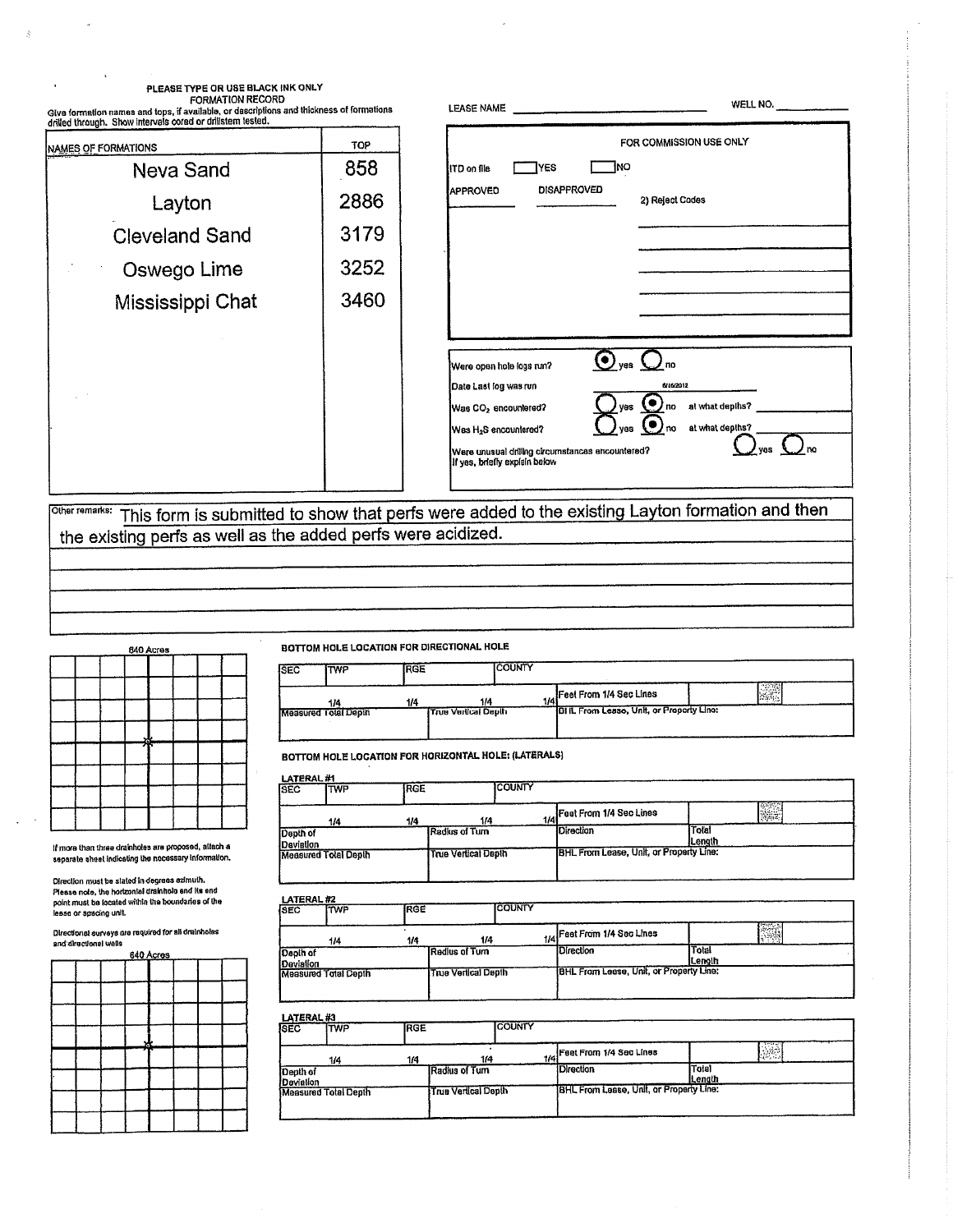PLEASE TYPE OR USE BLACK INK ONLY

FORMATION RECORD

Give formation names and tops, if available, or descriptions and thickness of formations drilled through. Show intervals cored or drillstem tested.

LEASE NAME ________________ WELL NO. ________

| NAMES OF FORMATIONS | TOP |
|---|---|
| Neva Sand | 858 |
| Layton | 2886 |
| Cleveland Sand | 3179 |
| Oswego Lime | 3252 |
| Mississippi Chat | 3460 |

FOR COMMISSION USE ONLY

ITD on file ☐ YES ☐ NO

APPROVED ________ DISAPPROVED ________ 2) Reject Codes ________

Were open hole logs run? ◉ yes ○ no

Date Last log was run 6/15/2012

Was $CO_2$ encountered? ○ yes ◉ no at what depths? ________

Was $H_2S$ encountered? ○ yes ◉ no at what depths? ________

Were unusual drilling circumstances encountered? ○ yes ○ no

If yes, briefly explain below

Other remarks: This form is submitted to show that perfs were added to the existing Layton formation and then the existing perfs as well as the added perfs were acidized.

640 Acres

If more than three drainholes are proposed, attach a separate sheet indicating the necessary information.

Direction must be stated in degrees azimuth.

Please note, the horizontal drainhole and its end point must be located within the boundaries of the lease or spacing unit.

Directional surveys are required for all drainholes and directional wells

640 Acres

## BOTTOM HOLE LOCATION FOR DIRECTIONAL HOLE

| SEC | TWP | RGE | COUNTY | |
|---|---|---|---|---|
| 1/4 | 1/4 | 1/4 | 1/4 | Feet From 1/4 Sec Lines |
| Measured Total Depth | | True Vertical Depth | | BHL From Lease, Unit, or Property Line: |

## BOTTOM HOLE LOCATION FOR HORIZONTAL HOLE: (LATERALS)

LATERAL #1

| SEC | TWP | RGE | COUNTY | |
|---|---|---|---|---|
| 1/4 | 1/4 | 1/4 | 1/4 | Feet From 1/4 Sec Lines |
| Depth of Deviation | | Radius of Turn | Direction | Total Length |
| Measured Total Depth | | True Vertical Depth | | BHL From Lease, Unit, or Property Line: |

LATERAL #2

| SEC | TWP | RGE | COUNTY | |
|---|---|---|---|---|
| 1/4 | 1/4 | 1/4 | 1/4 | Feet From 1/4 Sec Lines |
| Depth of Deviation | | Radius of Turn | Direction | Total Length |
| Measured Total Depth | | True Vertical Depth | | BHL From Lease, Unit, or Property Line: |

LATERAL #3

| SEC | TWP | RGE | COUNTY | |
|---|---|---|---|---|
| 1/4 | 1/4 | 1/4 | 1/4 | Feet From 1/4 Sec Lines |
| Depth of Deviation | | Radius of Turn | Direction | Total Length |
| Measured Total Depth | | True Vertical Depth | | BHL From Lease, Unit, or Property Line: |